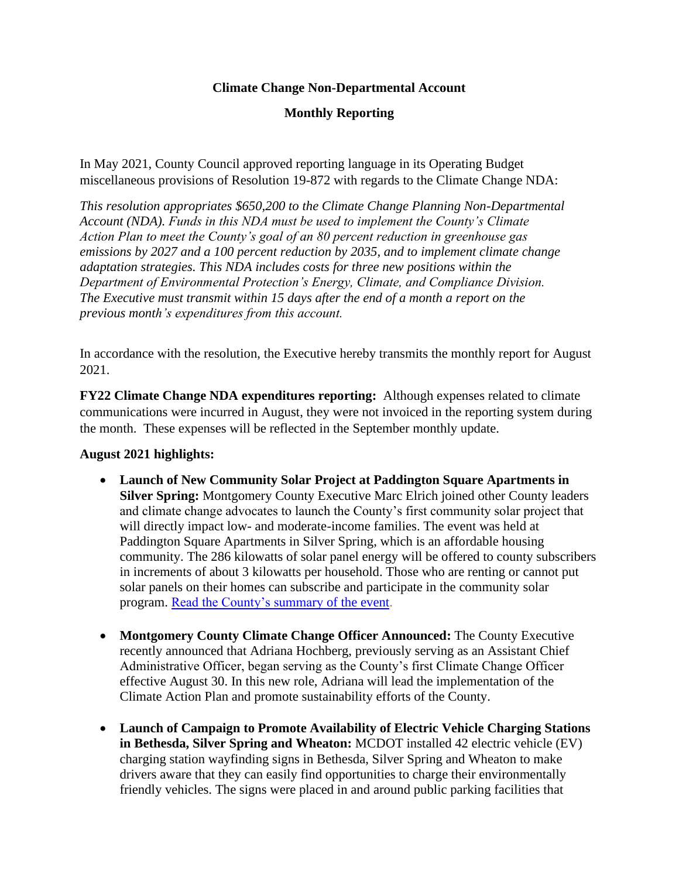# Climate Change Non-Departmental Account

## Monthly Reporting

In May 2021, County Council approved reporting language in its Operating Budget miscellaneous provisions of Resolution 19-872 with regards to the Climate Change NDA:

*This resolution appropriates $650,200 to the Climate Change Planning Non-Departmental Account (NDA). Funds in this NDA must be used to implement the County's Climate Action Plan to meet the County's goal of an 80 percent reduction in greenhouse gas emissions by 2027 and a 100 percent reduction by 2035, and to implement climate change adaptation strategies. This NDA includes costs for three new positions within the Department of Environmental Protection's Energy, Climate, and Compliance Division. The Executive must transmit within 15 days after the end of a month a report on the previous month's expenditures from this account.*

In accordance with the resolution, the Executive hereby transmits the monthly report for August 2021.

**FY22 Climate Change NDA expenditures reporting:** Although expenses related to climate communications were incurred in August, they were not invoiced in the reporting system during the month. These expenses will be reflected in the September monthly update.

**August 2021 highlights:**

- **Launch of New Community Solar Project at Paddington Square Apartments in Silver Spring:** Montgomery County Executive Marc Elrich joined other County leaders and climate change advocates to launch the County's first community solar project that will directly impact low- and moderate-income families. The event was held at Paddington Square Apartments in Silver Spring, which is an affordable housing community. The 286 kilowatts of solar panel energy will be offered to county subscribers in increments of about 3 kilowatts per household. Those who are renting or cannot put solar panels on their homes can subscribe and participate in the community solar program. Read the County's summary of the event.

- **Montgomery County Climate Change Officer Announced:** The County Executive recently announced that Adriana Hochberg, previously serving as an Assistant Chief Administrative Officer, began serving as the County's first Climate Change Officer effective August 30. In this new role, Adriana will lead the implementation of the Climate Action Plan and promote sustainability efforts of the County.

- **Launch of Campaign to Promote Availability of Electric Vehicle Charging Stations in Bethesda, Silver Spring and Wheaton:** MCDOT installed 42 electric vehicle (EV) charging station wayfinding signs in Bethesda, Silver Spring and Wheaton to make drivers aware that they can easily find opportunities to charge their environmentally friendly vehicles. The signs were placed in and around public parking facilities that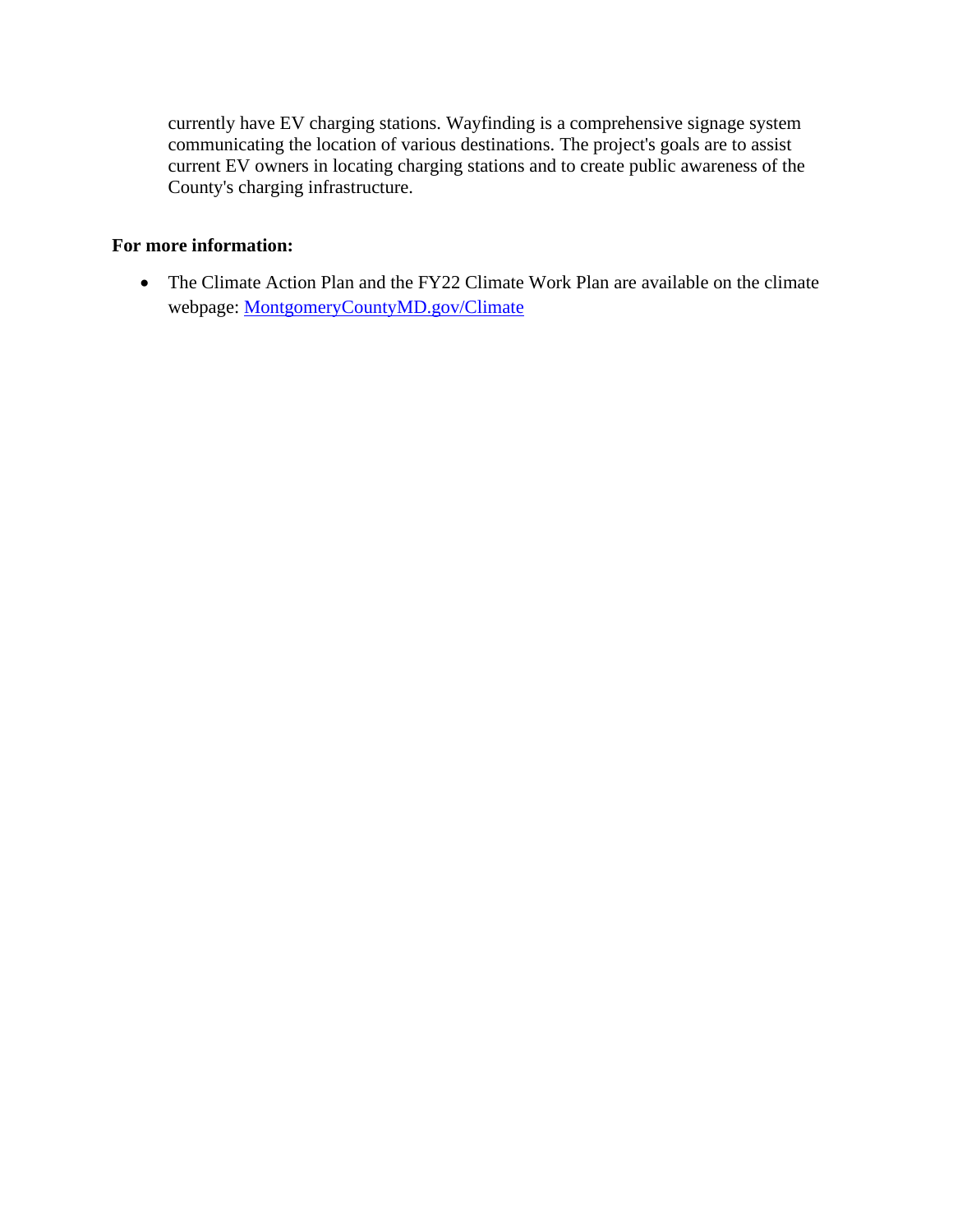currently have EV charging stations. Wayfinding is a comprehensive signage system communicating the location of various destinations. The project's goals are to assist current EV owners in locating charging stations and to create public awareness of the County's charging infrastructure.

**For more information:**

- The Climate Action Plan and the FY22 Climate Work Plan are available on the climate webpage: [MontgomeryCountyMD.gov/Climate](MontgomeryCountyMD.gov/Climate)